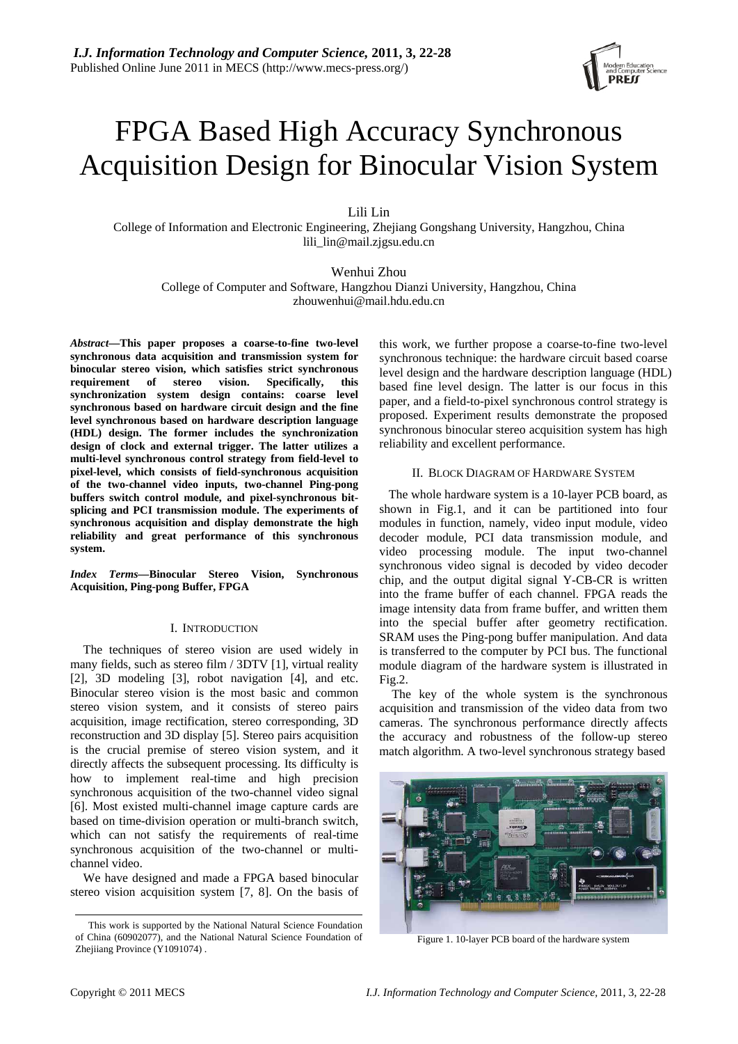# FPGA Based High Accuracy Synchronous Acquisition Design for Binocular Vision System

Lili Lin
College of Information and Electronic Engineering, Zhejiang Gongshang University, Hangzhou, China
lili_lin@mail.zjgsu.edu.cn

Wenhui Zhou
College of Computer and Software, Hangzhou Dianzi University, Hangzhou, China
zhouwenhui@mail.hdu.edu.cn

***Abstract*—This paper proposes a coarse-to-fine two-level synchronous data acquisition and transmission system for binocular stereo vision, which satisfies strict synchronous requirement of stereo vision. Specifically, this synchronization system design contains: coarse level synchronous based on hardware circuit design and the fine level synchronous based on hardware description language (HDL) design. The former includes the synchronization design of clock and external trigger. The latter utilizes a multi-level synchronous control strategy from field-level to pixel-level, which consists of field-synchronous acquisition of the two-channel video inputs, two-channel Ping-pong buffers switch control module, and pixel-synchronous bit-splicing and PCI transmission module. The experiments of synchronous acquisition and display demonstrate the high reliability and great performance of this synchronous system.**

***Index Terms*—Binocular Stereo Vision, Synchronous Acquisition, Ping-pong Buffer, FPGA**

## I. Introduction

The techniques of stereo vision are used widely in many fields, such as stereo film / 3DTV [1], virtual reality [2], 3D modeling [3], robot navigation [4], and etc. Binocular stereo vision is the most basic and common stereo vision system, and it consists of stereo pairs acquisition, image rectification, stereo corresponding, 3D reconstruction and 3D display [5]. Stereo pairs acquisition is the crucial premise of stereo vision system, and it directly affects the subsequent processing. Its difficulty is how to implement real-time and high precision synchronous acquisition of the two-channel video signal [6]. Most existed multi-channel image capture cards are based on time-division operation or multi-branch switch, which can not satisfy the requirements of real-time synchronous acquisition of the two-channel or multi-channel video.

We have designed and made a FPGA based binocular stereo vision acquisition system [7, 8]. On the basis of this work, we further propose a coarse-to-fine two-level synchronous technique: the hardware circuit based coarse level design and the hardware description language (HDL) based fine level design. The latter is our focus in this paper, and a field-to-pixel synchronous control strategy is proposed. Experiment results demonstrate the proposed synchronous binocular stereo acquisition system has high reliability and excellent performance.

## II. Block Diagram of Hardware System

The whole hardware system is a 10-layer PCB board, as shown in Fig.1, and it can be partitioned into four modules in function, namely, video input module, video decoder module, PCI data transmission module, and video processing module. The input two-channel synchronous video signal is decoded by video decoder chip, and the output digital signal Y-CB-CR is written into the frame buffer of each channel. FPGA reads the image intensity data from frame buffer, and written them into the special buffer after geometry rectification. SRAM uses the Ping-pong buffer manipulation. And data is transferred to the computer by PCI bus. The functional module diagram of the hardware system is illustrated in Fig.2.

The key of the whole system is the synchronous acquisition and transmission of the video data from two cameras. The synchronous performance directly affects the accuracy and robustness of the follow-up stereo match algorithm. A two-level synchronous strategy based

Figure 1. 10-layer PCB board of the hardware system

This work is supported by the National Natural Science Foundation of China (60902077), and the National Natural Science Foundation of Zhejiiang Province (Y1091074) .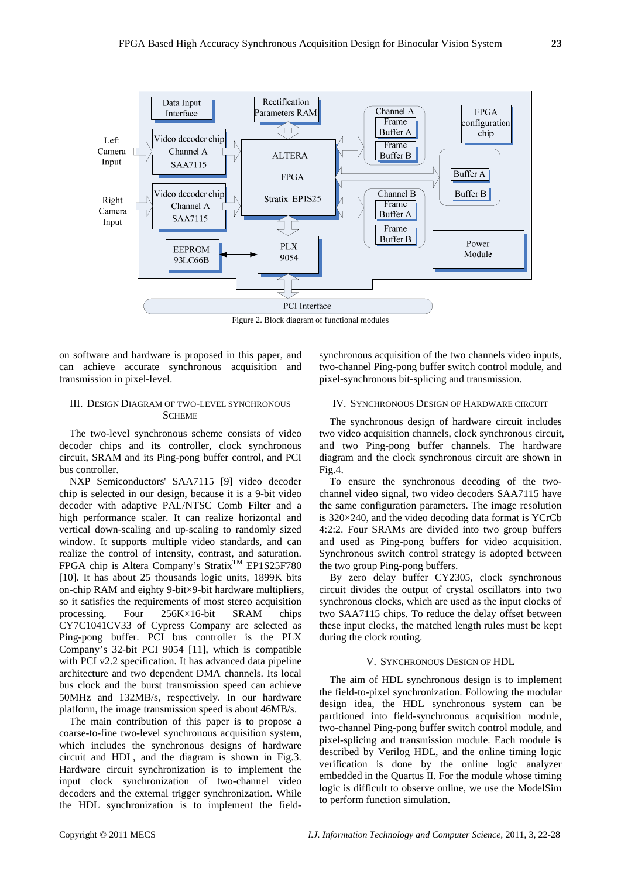Figure 2. Block diagram of functional modules

on software and hardware is proposed in this paper, and can achieve accurate synchronous acquisition and transmission in pixel-level.

## III. Design Diagram of Two-Level Synchronous Scheme

The two-level synchronous scheme consists of video decoder chips and its controller, clock synchronous circuit, SRAM and its Ping-pong buffer control, and PCI bus controller.

NXP Semiconductors' SAA7115 [9] video decoder chip is selected in our design, because it is a 9-bit video decoder with adaptive PAL/NTSC Comb Filter and a high performance scaler. It can realize horizontal and vertical down-scaling and up-scaling to randomly sized window. It supports multiple video standards, and can realize the control of intensity, contrast, and saturation. FPGA chip is Altera Company's Stratix™ EP1S25F780 [10]. It has about 25 thousands logic units, 1899K bits on-chip RAM and eighty 9-bit×9-bit hardware multipliers, so it satisfies the requirements of most stereo acquisition processing. Four 256K×16-bit SRAM chips CY7C1041CV33 of Cypress Company are selected as Ping-pong buffer. PCI bus controller is the PLX Company's 32-bit PCI 9054 [11], which is compatible with PCI v2.2 specification. It has advanced data pipeline architecture and two dependent DMA channels. Its local bus clock and the burst transmission speed can achieve 50MHz and 132MB/s, respectively. In our hardware platform, the image transmission speed is about 46MB/s.

The main contribution of this paper is to propose a coarse-to-fine two-level synchronous acquisition system, which includes the synchronous designs of hardware circuit and HDL, and the diagram is shown in Fig.3. Hardware circuit synchronization is to implement the input clock synchronization of two-channel video decoders and the external trigger synchronization. While the HDL synchronization is to implement the field-synchronous acquisition of the two channels video inputs, two-channel Ping-pong buffer switch control module, and pixel-synchronous bit-splicing and transmission.

## IV. Synchronous Design of Hardware Circuit

The synchronous design of hardware circuit includes two video acquisition channels, clock synchronous circuit, and two Ping-pong buffer channels. The hardware diagram and the clock synchronous circuit are shown in Fig.4.

To ensure the synchronous decoding of the two-channel video signal, two video decoders SAA7115 have the same configuration parameters. The image resolution is 320×240, and the video decoding data format is YCrCb 4:2:2. Four SRAMs are divided into two group buffers and used as Ping-pong buffers for video acquisition. Synchronous switch control strategy is adopted between the two group Ping-pong buffers.

By zero delay buffer CY2305, clock synchronous circuit divides the output of crystal oscillators into two synchronous clocks, which are used as the input clocks of two SAA7115 chips. To reduce the delay offset between these input clocks, the matched length rules must be kept during the clock routing.

## V. Synchronous Design of HDL

The aim of HDL synchronous design is to implement the field-to-pixel synchronization. Following the modular design idea, the HDL synchronous system can be partitioned into field-synchronous acquisition module, two-channel Ping-pong buffer switch control module, and pixel-splicing and transmission module. Each module is described by Verilog HDL, and the online timing logic verification is done by the online logic analyzer embedded in the Quartus II. For the module whose timing logic is difficult to observe online, we use the ModelSim to perform function simulation.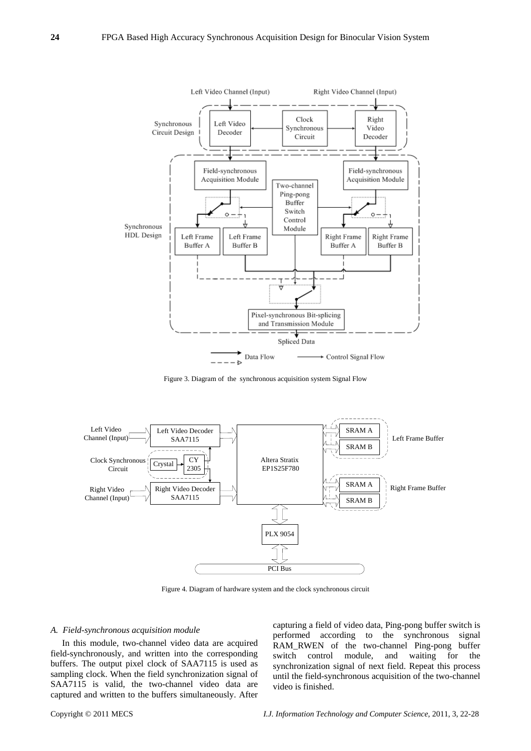Figure 3. Diagram of the synchronous acquisition system Signal Flow

Figure 4. Diagram of hardware system and the clock synchronous circuit

### *A. Field-synchronous acquisition module*

In this module, two-channel video data are acquired field-synchronously, and written into the corresponding buffers. The output pixel clock of SAA7115 is used as sampling clock. When the field synchronization signal of SAA7115 is valid, the two-channel video data are captured and written to the buffers simultaneously. After capturing a field of video data, Ping-pong buffer switch is performed according to the synchronous signal RAM_RWEN of the two-channel Ping-pong buffer switch control module, and waiting for the synchronization signal of next field. Repeat this process until the field-synchronous acquisition of the two-channel video is finished.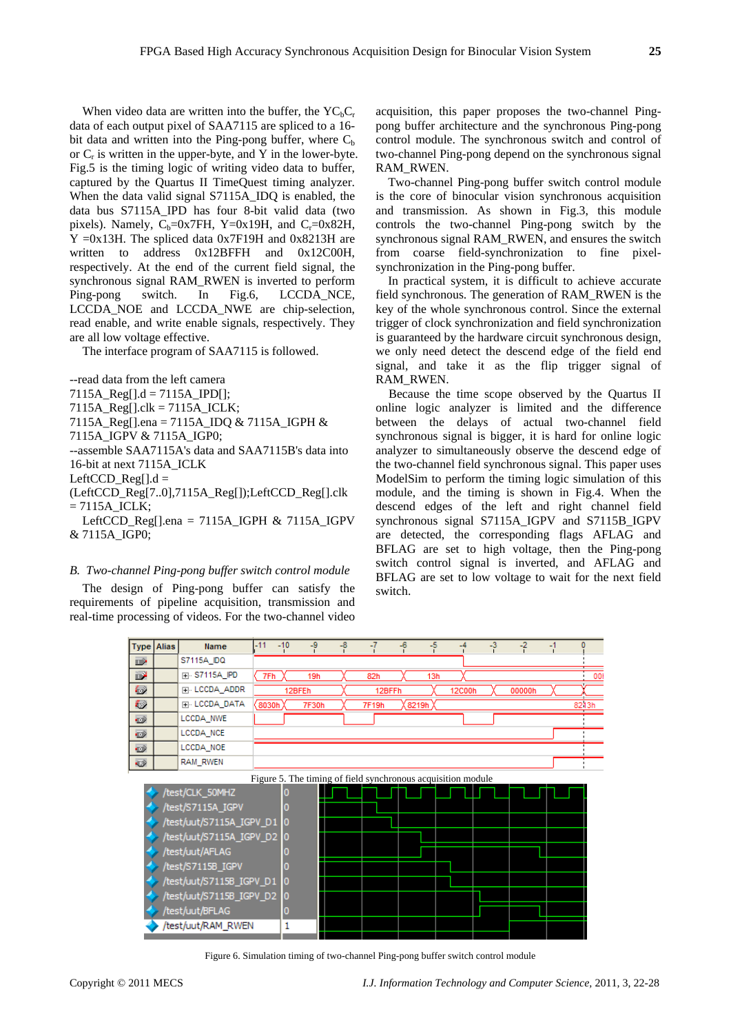When video data are written into the buffer, the $YC_bC_r$ data of each output pixel of SAA7115 are spliced to a 16-bit data and written into the Ping-pong buffer, where $C_b$ or $C_r$ is written in the upper-byte, and Y in the lower-byte. Fig.5 is the timing logic of writing video data to buffer, captured by the Quartus II TimeQuest timing analyzer. When the data valid signal S7115A_IDQ is enabled, the data bus S7115A_IPD has four 8-bit valid data (two pixels). Namely, $C_b$=0x7FH, Y=0x19H, and $C_r$=0x82H, Y =0x13H. The spliced data 0x7F19H and 0x8213H are written to address 0x12BFFH and 0x12C00H, respectively. At the end of the current field signal, the synchronous signal RAM_RWEN is inverted to perform Ping-pong switch. In Fig.6, LCCDA_NCE, LCCDA_NOE and LCCDA_NWE are chip-selection, read enable, and write enable signals, respectively. They are all low voltage effective.

The interface program of SAA7115 is followed.

```
--read data from the left camera
7115A_Reg[].d = 7115A_IPD[];
7115A_Reg[].clk = 7115A_ICLK;
7115A_Reg[].ena = 7115A_IDQ & 7115A_IGPH &
7115A_IGPV & 7115A_IGP0;
--assemble SAA7115A's data and SAA7115B's data into
16-bit at next 7115A_ICLK
LeftCCD_Reg[].d =
(LeftCCD_Reg[7..0],7115A_Reg[]);LeftCCD_Reg[].clk
= 7115A_ICLK;
LeftCCD_Reg[].ena = 7115A_IGPH & 7115A_IGPV
& 7115A_IGP0;
```

### B. *Two-channel Ping-pong buffer switch control module*

The design of Ping-pong buffer can satisfy the requirements of pipeline acquisition, transmission and real-time processing of videos. For the two-channel video acquisition, this paper proposes the two-channel Ping-pong buffer architecture and the synchronous Ping-pong control module. The synchronous switch and control of two-channel Ping-pong depend on the synchronous signal RAM_RWEN.

Two-channel Ping-pong buffer switch control module is the core of binocular vision synchronous acquisition and transmission. As shown in Fig.3, this module controls the two-channel Ping-pong switch by the synchronous signal RAM_RWEN, and ensures the switch from coarse field-synchronization to fine pixel-synchronization in the Ping-pong buffer.

In practical system, it is difficult to achieve accurate field synchronous. The generation of RAM_RWEN is the key of the whole synchronous control. Since the external trigger of clock synchronization and field synchronization is guaranteed by the hardware circuit synchronous design, we only need detect the descend edge of the field end signal, and take it as the flip trigger signal of RAM_RWEN.

Because the time scope observed by the Quartus II online logic analyzer is limited and the difference between the delays of actual two-channel field synchronous signal is bigger, it is hard for online logic analyzer to simultaneously observe the descend edge of the two-channel field synchronous signal. This paper uses ModelSim to perform the timing logic simulation of this module, and the timing is shown in Fig.4. When the descend edges of the left and right channel field synchronous signal S7115A_IGPV and S7115B_IGPV are detected, the corresponding flags AFLAG and BFLAG are set to high voltage, then the Ping-pong switch control signal is inverted, and AFLAG and BFLAG are set to low voltage to wait for the next field switch.

Figure 5. The timing of field synchronous acquisition module

Figure 6. Simulation timing of two-channel Ping-pong buffer switch control module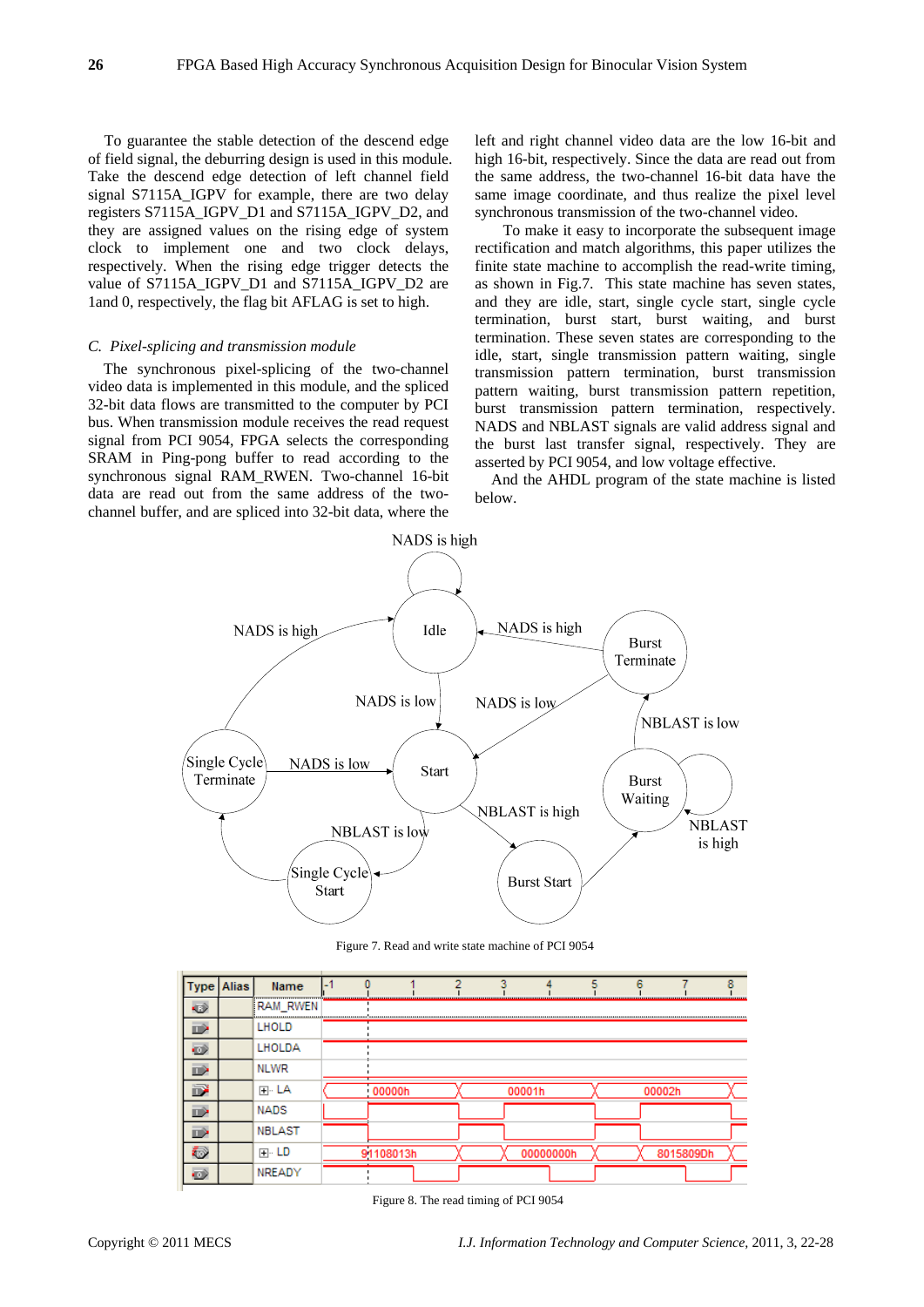To guarantee the stable detection of the descend edge of field signal, the deburring design is used in this module. Take the descend edge detection of left channel field signal S7115A_IGPV for example, there are two delay registers S7115A_IGPV_D1 and S7115A_IGPV_D2, and they are assigned values on the rising edge of system clock to implement one and two clock delays, respectively. When the rising edge trigger detects the value of S7115A_IGPV_D1 and S7115A_IGPV_D2 are 1and 0, respectively, the flag bit AFLAG is set to high.

### *C. Pixel-splicing and transmission module*

The synchronous pixel-splicing of the two-channel video data is implemented in this module, and the spliced 32-bit data flows are transmitted to the computer by PCI bus. When transmission module receives the read request signal from PCI 9054, FPGA selects the corresponding SRAM in Ping-pong buffer to read according to the synchronous signal RAM_RWEN. Two-channel 16-bit data are read out from the same address of the two-channel buffer, and are spliced into 32-bit data, where the left and right channel video data are the low 16-bit and high 16-bit, respectively. Since the data are read out from the same address, the two-channel 16-bit data have the same image coordinate, and thus realize the pixel level synchronous transmission of the two-channel video.

To make it easy to incorporate the subsequent image rectification and match algorithms, this paper utilizes the finite state machine to accomplish the read-write timing, as shown in Fig.7. This state machine has seven states, and they are idle, start, single cycle start, single cycle termination, burst start, burst waiting, and burst termination. These seven states are corresponding to the idle, start, single transmission pattern waiting, single transmission pattern termination, burst transmission pattern waiting, burst transmission pattern repetition, burst transmission pattern termination, respectively. NADS and NBLAST signals are valid address signal and the burst last transfer signal, respectively. They are asserted by PCI 9054, and low voltage effective.

And the AHDL program of the state machine is listed below.

Figure 7. Read and write state machine of PCI 9054

Figure 8. The read timing of PCI 9054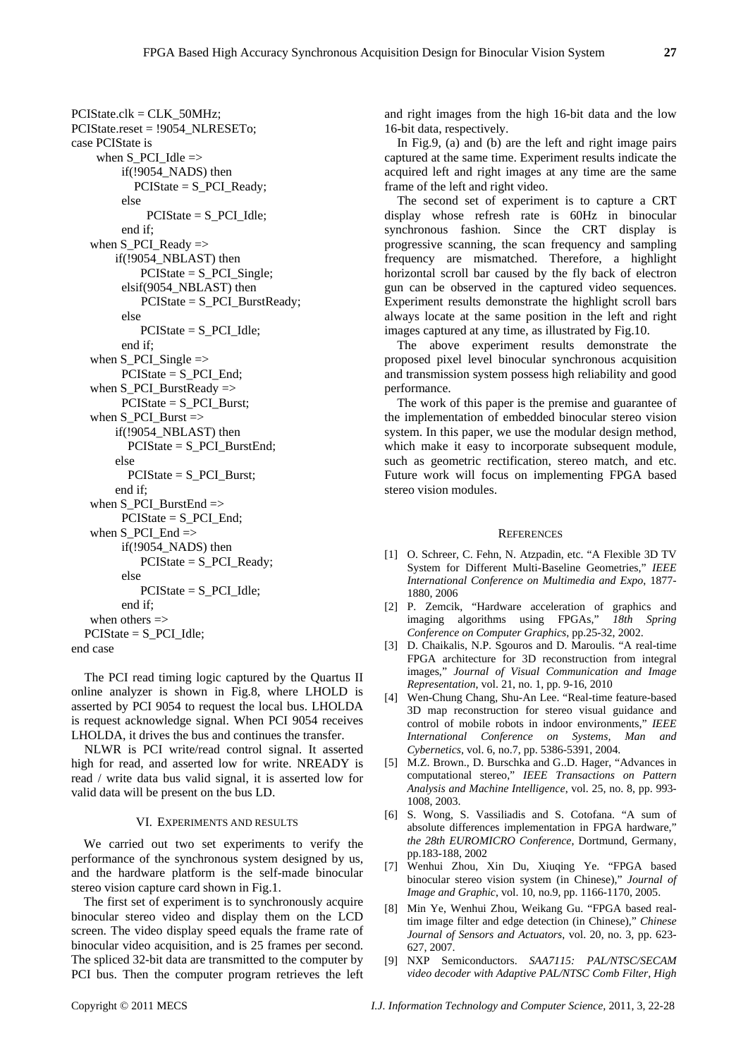```
PCIState.clk = CLK_50MHz;
PCIState.reset = !9054_NLRESETo;
case PCIState is
     when S_PCI_Idle =>
          if(!9054_NADS) then
             PCIState = S_PCI_Ready;
          else
               PCIState = S_PCI_Idle;
          end if;
    when S_PCI_Ready =>
         if(!9054_NBLAST) then
              PCIState = S_PCI_Single;
          elsif(9054_NBLAST) then
              PCIState = S_PCI_BurstReady;
          else
              PCIState = S_PCI_Idle;
          end if;
    when S_PCI_Single =>
          PCIState = S_PCI_End;
    when S_PCI_BurstReady =>
          PCIState = S_PCI_Burst;
    when S_PCI_Burst =>
         if(!9054_NBLAST) then
            PCIState = S_PCI_BurstEnd;
         else
            PCIState = S_PCI_Burst;
         end if;
    when S_PCI_BurstEnd =>
          PCIState = S_PCI_End;
    when S_PCI_End =>
          if(!9054_NADS) then
              PCIState = S_PCI_Ready;
          else
              PCIState = S_PCI_Idle;
          end if;
    when others =>
   PCIState = S_PCI_Idle;
end case
```

The PCI read timing logic captured by the Quartus II online analyzer is shown in Fig.8, where LHOLD is asserted by PCI 9054 to request the local bus. LHOLDA is request acknowledge signal. When PCI 9054 receives LHOLDA, it drives the bus and continues the transfer.

NLWR is PCI write/read control signal. It asserted high for read, and asserted low for write. NREADY is read / write data bus valid signal, it is asserted low for valid data will be present on the bus LD.

## VI. Experiments and Results

We carried out two set experiments to verify the performance of the synchronous system designed by us, and the hardware platform is the self-made binocular stereo vision capture card shown in Fig.1.

The first set of experiment is to synchronously acquire binocular stereo video and display them on the LCD screen. The video display speed equals the frame rate of binocular video acquisition, and is 25 frames per second. The spliced 32-bit data are transmitted to the computer by PCI bus. Then the computer program retrieves the left and right images from the high 16-bit data and the low 16-bit data, respectively.

In Fig.9, (a) and (b) are the left and right image pairs captured at the same time. Experiment results indicate the acquired left and right images at any time are the same frame of the left and right video.

The second set of experiment is to capture a CRT display whose refresh rate is 60Hz in binocular synchronous fashion. Since the CRT display is progressive scanning, the scan frequency and sampling frequency are mismatched. Therefore, a highlight horizontal scroll bar caused by the fly back of electron gun can be observed in the captured video sequences. Experiment results demonstrate the highlight scroll bars always locate at the same position in the left and right images captured at any time, as illustrated by Fig.10.

The above experiment results demonstrate the proposed pixel level binocular synchronous acquisition and transmission system possess high reliability and good performance.

The work of this paper is the premise and guarantee of the implementation of embedded binocular stereo vision system. In this paper, we use the modular design method, which make it easy to incorporate subsequent module, such as geometric rectification, stereo match, and etc. Future work will focus on implementing FPGA based stereo vision modules.

## References

[1] O. Schreer, C. Fehn, N. Atzpadin, etc. "A Flexible 3D TV System for Different Multi-Baseline Geometries," *IEEE International Conference on Multimedia and Expo*, 1877-1880, 2006

[2] P. Zemcik, "Hardware acceleration of graphics and imaging algorithms using FPGAs," *18th Spring Conference on Computer Graphics*, pp.25-32, 2002.

[3] D. Chaikalis, N.P. Sgouros and D. Maroulis. "A real-time FPGA architecture for 3D reconstruction from integral images," *Journal of Visual Communication and Image Representation*, vol. 21, no. 1, pp. 9-16, 2010

[4] Wen-Chung Chang, Shu-An Lee. "Real-time feature-based 3D map reconstruction for stereo visual guidance and control of mobile robots in indoor environments," *IEEE International Conference on Systems, Man and Cybernetics*, vol. 6, no.7, pp. 5386-5391, 2004.

[5] M.Z. Brown., D. Burschka and G..D. Hager, "Advances in computational stereo," *IEEE Transactions on Pattern Analysis and Machine Intelligence*, vol. 25, no. 8, pp. 993-1008, 2003.

[6] S. Wong, S. Vassiliadis and S. Cotofana. "A sum of absolute differences implementation in FPGA hardware," *the 28th EUROMICRO Conference*, Dortmund, Germany, pp.183-188, 2002

[7] Wenhui Zhou, Xin Du, Xiuqing Ye. "FPGA based binocular stereo vision system (in Chinese)," *Journal of Image and Graphic*, vol. 10, no.9, pp. 1166-1170, 2005.

[8] Min Ye, Wenhui Zhou, Weikang Gu. "FPGA based real-tim image filter and edge detection (in Chinese)," *Chinese Journal of Sensors and Actuators*, vol. 20, no. 3, pp. 623-627, 2007.

[9] NXP Semiconductors. *SAA7115: PAL/NTSC/SECAM video decoder with Adaptive PAL/NTSC Comb Filter, High*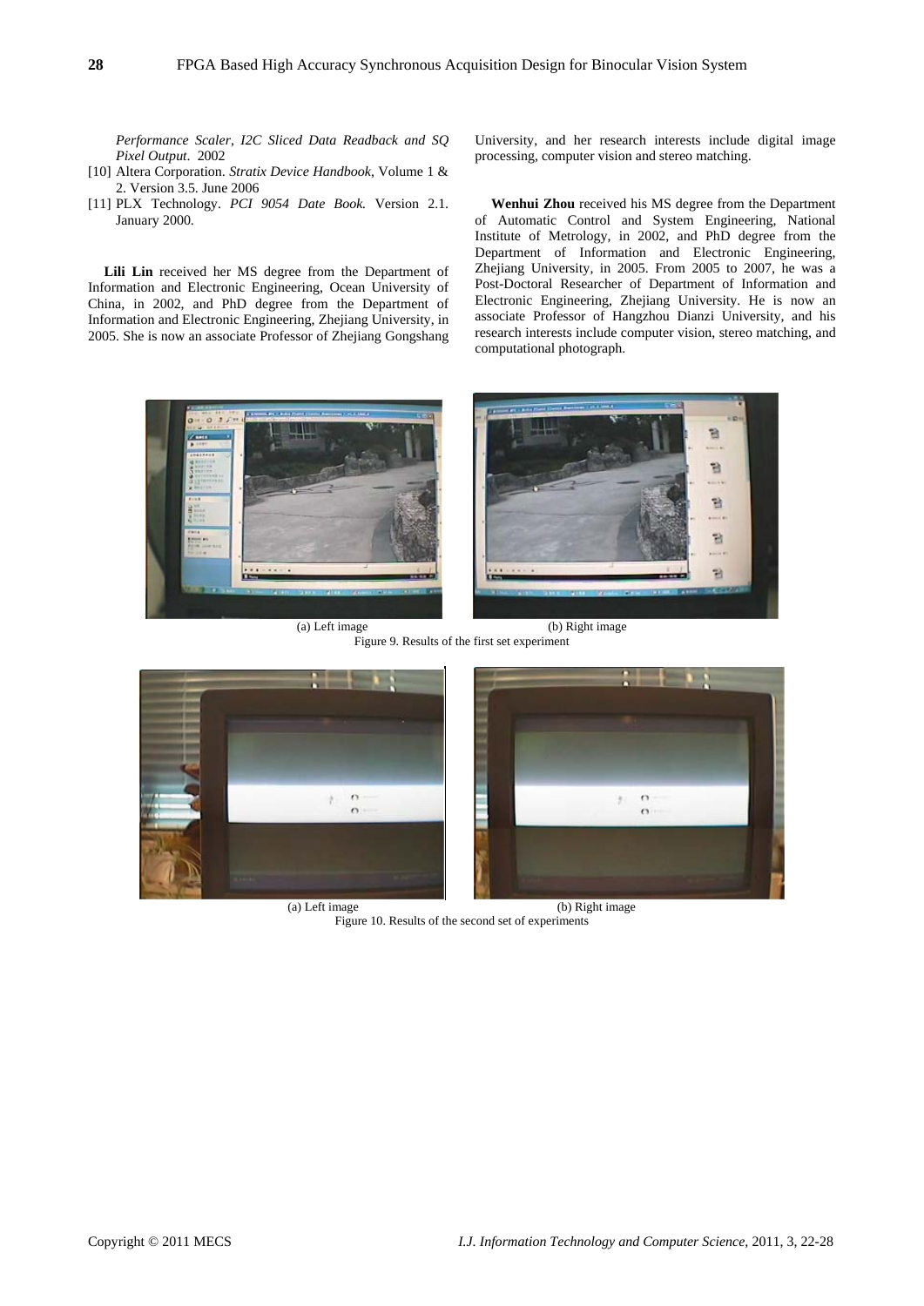*Performance Scaler, I2C Sliced Data Readback and SQ Pixel Output*. 2002

[10] Altera Corporation. *Stratix Device Handbook*, Volume 1 & 2. Version 3.5. June 2006

[11] PLX Technology. *PCI 9054 Date Book.* Version 2.1. January 2000.

**Lili Lin** received her MS degree from the Department of Information and Electronic Engineering, Ocean University of China, in 2002, and PhD degree from the Department of Information and Electronic Engineering, Zhejiang University, in 2005. She is now an associate Professor of Zhejiang Gongshang University, and her research interests include digital image processing, computer vision and stereo matching.

**Wenhui Zhou** received his MS degree from the Department of Automatic Control and System Engineering, National Institute of Metrology, in 2002, and PhD degree from the Department of Information and Electronic Engineering, Zhejiang University, in 2005. From 2005 to 2007, he was a Post-Doctoral Researcher of Department of Information and Electronic Engineering, Zhejiang University. He is now an associate Professor of Hangzhou Dianzi University, and his research interests include computer vision, stereo matching, and computational photograph.

(a) Left image (b) Right image

Figure 9. Results of the first set experiment

(a) Left image (b) Right image

Figure 10. Results of the second set of experiments